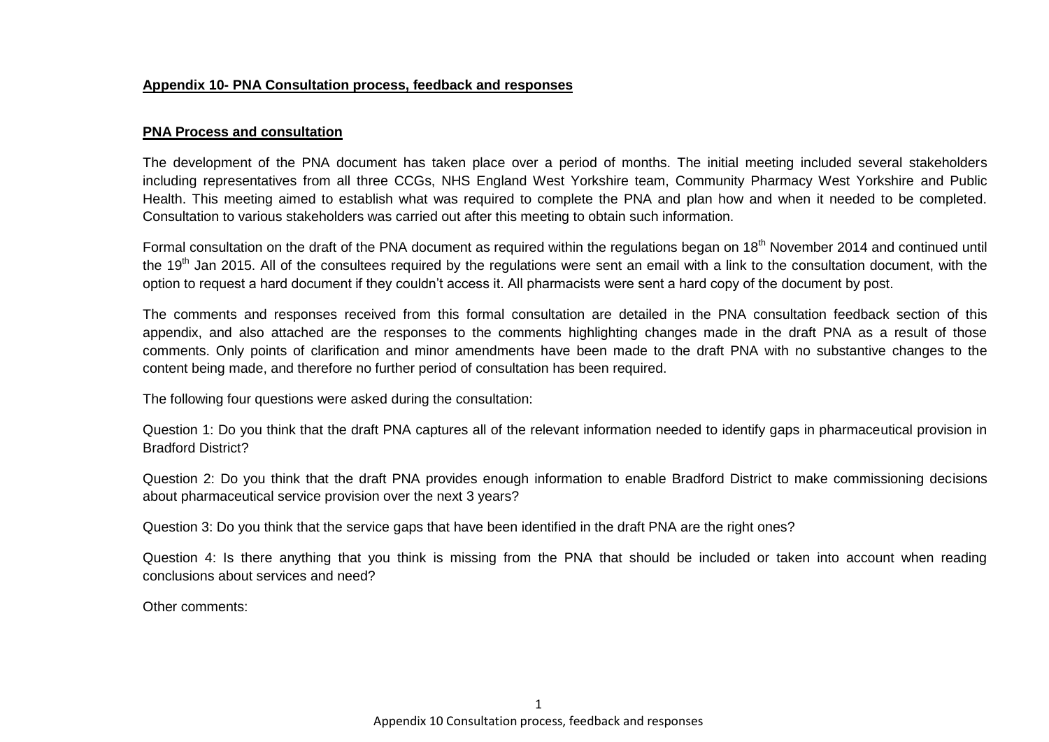## Appendix 10- PNA Consultation process, feedback and responses

### PNA Process and consultation

The development of the PNA document has taken place over a period of months. The initial meeting included several stakeholders including representatives from all three CCGs, NHS England West Yorkshire team, Community Pharmacy West Yorkshire and Public Health. This meeting aimed to establish what was required to complete the PNA and plan how and when it needed to be completed. Consultation to various stakeholders was carried out after this meeting to obtain such information.

Formal consultation on the draft of the PNA document as required within the regulations began on 18th November 2014 and continued until the 19th Jan 2015. All of the consultees required by the regulations were sent an email with a link to the consultation document, with the option to request a hard document if they couldn't access it. All pharmacists were sent a hard copy of the document by post.

The comments and responses received from this formal consultation are detailed in the PNA consultation feedback section of this appendix, and also attached are the responses to the comments highlighting changes made in the draft PNA as a result of those comments. Only points of clarification and minor amendments have been made to the draft PNA with no substantive changes to the content being made, and therefore no further period of consultation has been required.

The following four questions were asked during the consultation:

Question 1: Do you think that the draft PNA captures all of the relevant information needed to identify gaps in pharmaceutical provision in Bradford District?

Question 2: Do you think that the draft PNA provides enough information to enable Bradford District to make commissioning decisions about pharmaceutical service provision over the next 3 years?

Question 3: Do you think that the service gaps that have been identified in the draft PNA are the right ones?

Question 4: Is there anything that you think is missing from the PNA that should be included or taken into account when reading conclusions about services and need?

Other comments: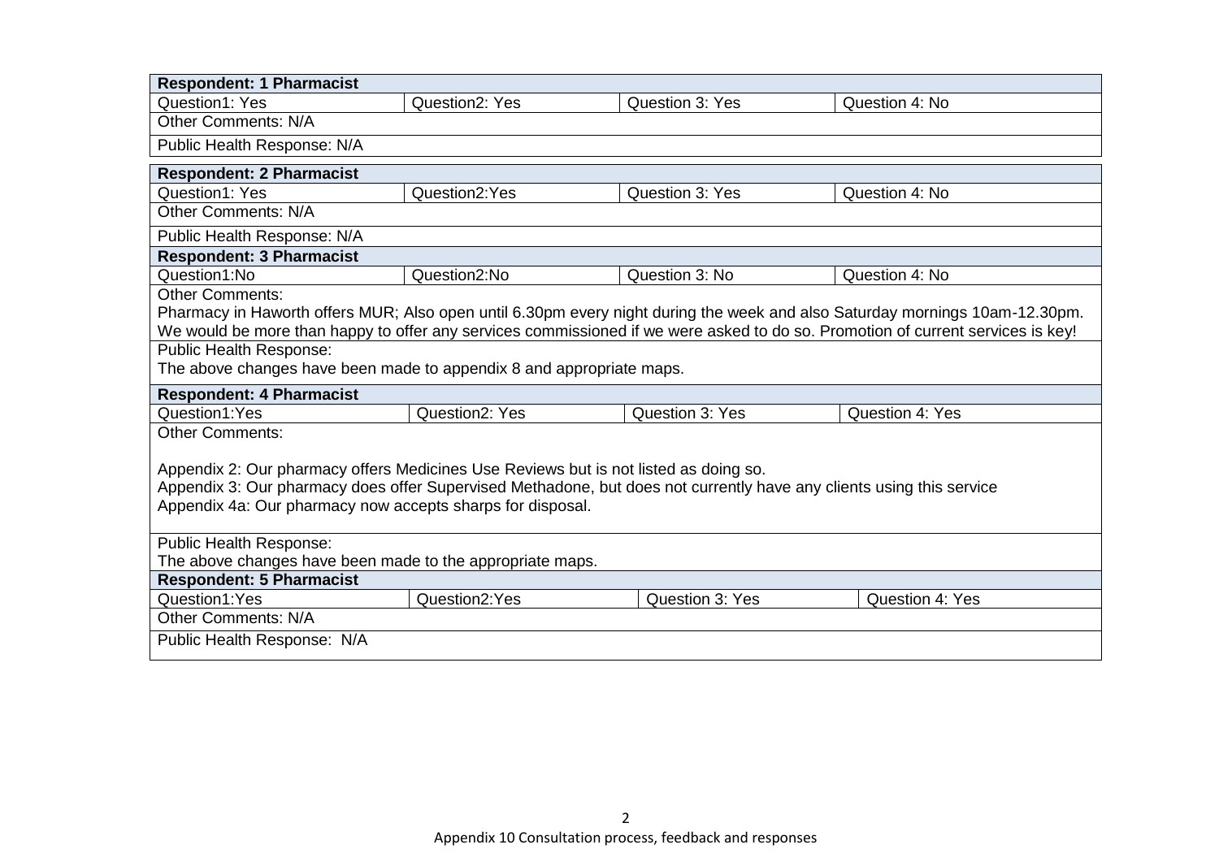| **Respondent: 1 Pharmacist** | | | |
|---|---|---|---|
| Question1: Yes | Question2: Yes | Question 3: Yes | Question 4: No |
| Other Comments: N/A | | | |
| Public Health Response: N/A | | | |

| **Respondent: 2 Pharmacist** | | | |
|---|---|---|---|
| Question1: Yes | Question2:Yes | Question 3: Yes | Question 4: No |
| Other Comments: N/A | | | |
| Public Health Response: N/A | | | |
| **Respondent: 3 Pharmacist** | | | |
| Question1:No | Question2:No | Question 3: No | Question 4: No |
| Other Comments:<br>Pharmacy in Haworth offers MUR; Also open until 6.30pm every night during the week and also Saturday mornings 10am-12.30pm. We would be more than happy to offer any services commissioned if we were asked to do so. Promotion of current services is key! | | | |
| Public Health Response:<br>The above changes have been made to appendix 8 and appropriate maps. | | | |

| **Respondent: 4 Pharmacist** | | | |
|---|---|---|---|
| Question1:Yes | Question2: Yes | Question 3: Yes | Question 4: Yes |
| Other Comments:<br><br>Appendix 2: Our pharmacy offers Medicines Use Reviews but is not listed as doing so.<br>Appendix 3: Our pharmacy does offer Supervised Methadone, but does not currently have any clients using this service<br>Appendix 4a: Our pharmacy now accepts sharps for disposal. | | | |
| Public Health Response:<br>The above changes have been made to the appropriate maps. | | | |
| **Respondent: 5 Pharmacist** | | | |
| Question1:Yes | Question2:Yes | Question 3: Yes | Question 4: Yes |
| Other Comments: N/A | | | |
| Public Health Response: N/A | | | |

Appendix 10 Consultation process, feedback and responses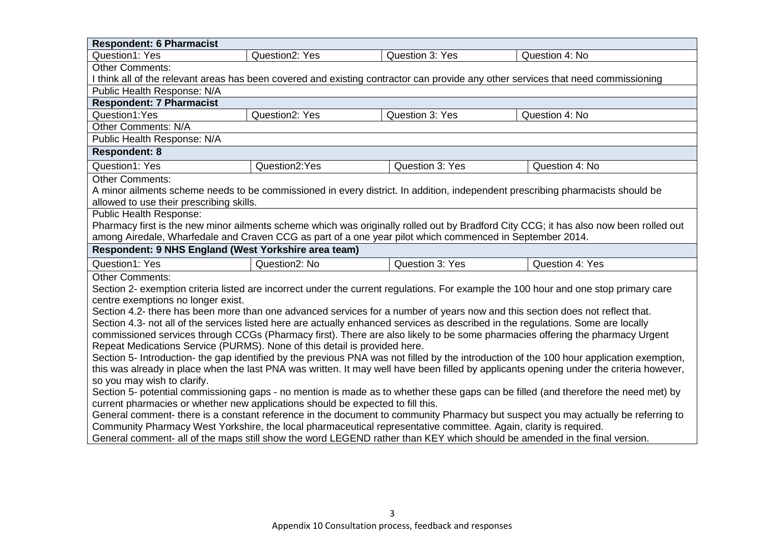| **Respondent: 6 Pharmacist** | | | |
|---|---|---|---|
| Question1: Yes | Question2: Yes | Question 3: Yes | Question 4: No |
| Other Comments:<br>I think all of the relevant areas has been covered and existing contractor can provide any other services that need commissioning | | | |
| Public Health Response: N/A | | | |
| **Respondent: 7 Pharmacist** | | | |
| Question1:Yes | Question2: Yes | Question 3: Yes | Question 4: No |
| Other Comments: N/A | | | |
| Public Health Response: N/A | | | |
| **Respondent: 8** | | | |
| Question1: Yes | Question2:Yes | Question 3: Yes | Question 4: No |
| Other Comments:<br>A minor ailments scheme needs to be commissioned in every district. In addition, independent prescribing pharmacists should be allowed to use their prescribing skills. | | | |
| Public Health Response:<br>Pharmacy first is the new minor ailments scheme which was originally rolled out by Bradford City CCG; it has also now been rolled out among Airedale, Wharfedale and Craven CCG as part of a one year pilot which commenced in September 2014. | | | |
| **Respondent: 9 NHS England (West Yorkshire area team)** | | | |
| Question1: Yes | Question2: No | Question 3: Yes | Question 4: Yes |
| Other Comments:<br>Section 2- exemption criteria listed are incorrect under the current regulations. For example the 100 hour and one stop primary care centre exemptions no longer exist.<br>Section 4.2- there has been more than one advanced services for a number of years now and this section does not reflect that.<br>Section 4.3- not all of the services listed here are actually enhanced services as described in the regulations. Some are locally commissioned services through CCGs (Pharmacy first). There are also likely to be some pharmacies offering the pharmacy Urgent Repeat Medications Service (PURMS). None of this detail is provided here.<br>Section 5- Introduction- the gap identified by the previous PNA was not filled by the introduction of the 100 hour application exemption, this was already in place when the last PNA was written. It may well have been filled by applicants opening under the criteria however, so you may wish to clarify.<br>Section 5- potential commissioning gaps - no mention is made as to whether these gaps can be filled (and therefore the need met) by current pharmacies or whether new applications should be expected to fill this.<br>General comment- there is a constant reference in the document to community Pharmacy but suspect you may actually be referring to Community Pharmacy West Yorkshire, the local pharmaceutical representative committee. Again, clarity is required.<br>General comment- all of the maps still show the word LEGEND rather than KEY which should be amended in the final version. | | | |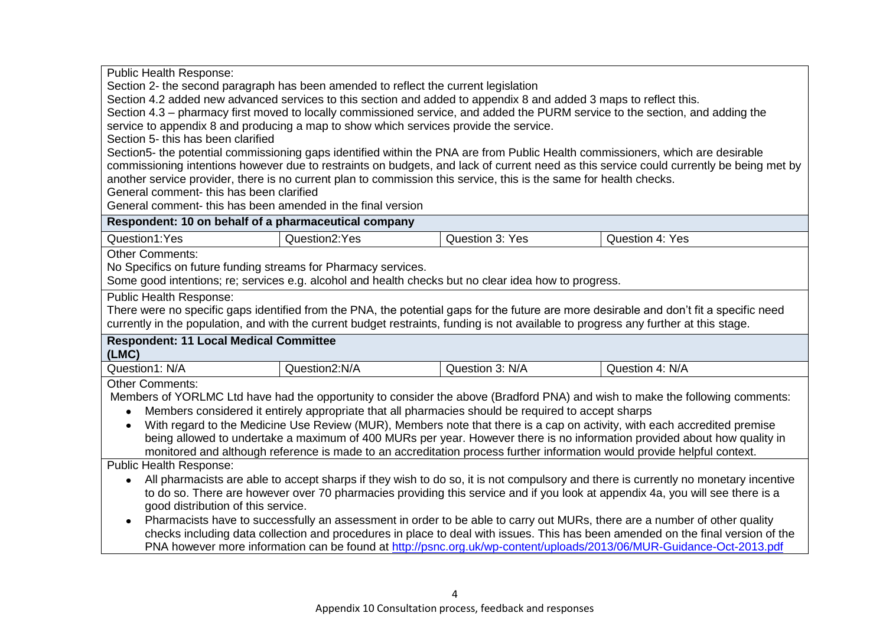Public Health Response:

Section 2- the second paragraph has been amended to reflect the current legislation

Section 4.2 added new advanced services to this section and added to appendix 8 and added 3 maps to reflect this.

Section 4.3 – pharmacy first moved to locally commissioned service, and added the PURM service to the section, and adding the service to appendix 8 and producing a map to show which services provide the service.

Section 5- this has been clarified

Section5- the potential commissioning gaps identified within the PNA are from Public Health commissioners, which are desirable commissioning intentions however due to restraints on budgets, and lack of current need as this service could currently be being met by another service provider, there is no current plan to commission this service, this is the same for health checks.

General comment- this has been clarified

General comment- this has been amended in the final version

**Respondent: 10 on behalf of a pharmaceutical company**

| Question1:Yes | Question2:Yes | Question 3: Yes | Question 4: Yes |
|---|---|---|---|

Other Comments:

No Specifics on future funding streams for Pharmacy services.

Some good intentions; re; services e.g. alcohol and health checks but no clear idea how to progress.

Public Health Response:

There were no specific gaps identified from the PNA, the potential gaps for the future are more desirable and don't fit a specific need currently in the population, and with the current budget restraints, funding is not available to progress any further at this stage.

**Respondent: 11 Local Medical Committee (LMC)**

| Question1: N/A | Question2:N/A | Question 3: N/A | Question 4: N/A |
|---|---|---|---|

Other Comments:

Members of YORLMC Ltd have had the opportunity to consider the above (Bradford PNA) and wish to make the following comments:

- Members considered it entirely appropriate that all pharmacies should be required to accept sharps
- With regard to the Medicine Use Review (MUR), Members note that there is a cap on activity, with each accredited premise being allowed to undertake a maximum of 400 MURs per year. However there is no information provided about how quality in monitored and although reference is made to an accreditation process further information would provide helpful context.

Public Health Response:

- All pharmacists are able to accept sharps if they wish to do so, it is not compulsory and there is currently no monetary incentive to do so. There are however over 70 pharmacies providing this service and if you look at appendix 4a, you will see there is a good distribution of this service.
- Pharmacists have to successfully an assessment in order to be able to carry out MURs, there are a number of other quality checks including data collection and procedures in place to deal with issues. This has been amended on the final version of the PNA however more information can be found at http://psnc.org.uk/wp-content/uploads/2013/06/MUR-Guidance-Oct-2013.pdf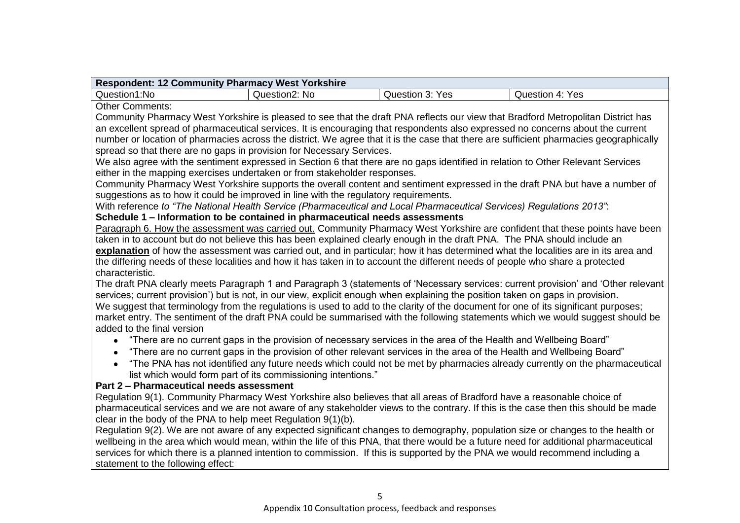| Respondent: 12 Community Pharmacy West Yorkshire | | | |
|---|---|---|---|
| Question1:No | Question2: No | Question 3: Yes | Question 4: Yes |

Other Comments:

Community Pharmacy West Yorkshire is pleased to see that the draft PNA reflects our view that Bradford Metropolitan District has an excellent spread of pharmaceutical services. It is encouraging that respondents also expressed no concerns about the current number or location of pharmacies across the district. We agree that it is the case that there are sufficient pharmacies geographically spread so that there are no gaps in provision for Necessary Services.

We also agree with the sentiment expressed in Section 6 that there are no gaps identified in relation to Other Relevant Services either in the mapping exercises undertaken or from stakeholder responses.

Community Pharmacy West Yorkshire supports the overall content and sentiment expressed in the draft PNA but have a number of suggestions as to how it could be improved in line with the regulatory requirements.

With reference *to "The National Health Service (Pharmaceutical and Local Pharmaceutical Services) Regulations 2013"*:

**Schedule 1 – Information to be contained in pharmaceutical needs assessments**

Paragraph 6. How the assessment was carried out. Community Pharmacy West Yorkshire are confident that these points have been taken in to account but do not believe this has been explained clearly enough in the draft PNA. The PNA should include an **explanation** of how the assessment was carried out, and in particular; how it has determined what the localities are in its area and the differing needs of these localities and how it has taken in to account the different needs of people who share a protected characteristic.

The draft PNA clearly meets Paragraph 1 and Paragraph 3 (statements of 'Necessary services: current provision' and 'Other relevant services; current provision') but is not, in our view, explicit enough when explaining the position taken on gaps in provision.

We suggest that terminology from the regulations is used to add to the clarity of the document for one of its significant purposes; market entry. The sentiment of the draft PNA could be summarised with the following statements which we would suggest should be added to the final version

- "There are no current gaps in the provision of necessary services in the area of the Health and Wellbeing Board"
- "There are no current gaps in the provision of other relevant services in the area of the Health and Wellbeing Board"
- "The PNA has not identified any future needs which could not be met by pharmacies already currently on the pharmaceutical list which would form part of its commissioning intentions."

**Part 2 – Pharmaceutical needs assessment**

Regulation 9(1). Community Pharmacy West Yorkshire also believes that all areas of Bradford have a reasonable choice of pharmaceutical services and we are not aware of any stakeholder views to the contrary. If this is the case then this should be made clear in the body of the PNA to help meet Regulation 9(1)(b).

Regulation 9(2). We are not aware of any expected significant changes to demography, population size or changes to the health or wellbeing in the area which would mean, within the life of this PNA, that there would be a future need for additional pharmaceutical services for which there is a planned intention to commission. If this is supported by the PNA we would recommend including a statement to the following effect: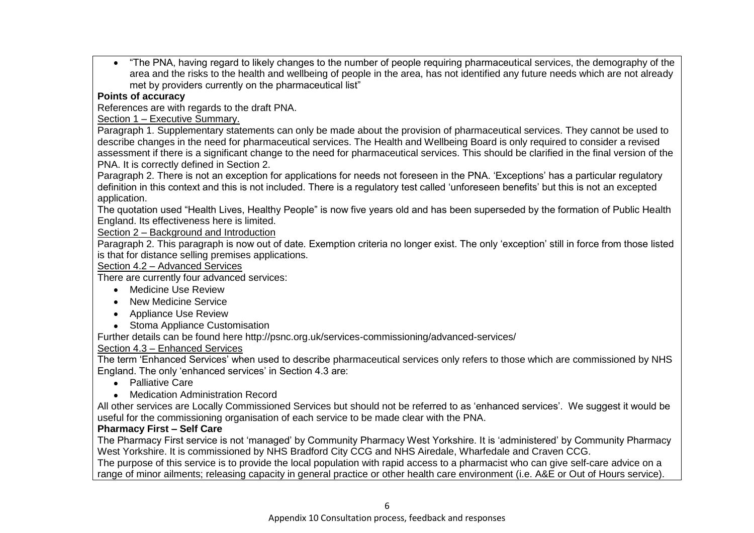- "The PNA, having regard to likely changes to the number of people requiring pharmaceutical services, the demography of the area and the risks to the health and wellbeing of people in the area, has not identified any future needs which are not already met by providers currently on the pharmaceutical list"

**Points of accuracy**

References are with regards to the draft PNA.

Section 1 – Executive Summary.

Paragraph 1. Supplementary statements can only be made about the provision of pharmaceutical services. They cannot be used to describe changes in the need for pharmaceutical services. The Health and Wellbeing Board is only required to consider a revised assessment if there is a significant change to the need for pharmaceutical services. This should be clarified in the final version of the PNA. It is correctly defined in Section 2.

Paragraph 2. There is not an exception for applications for needs not foreseen in the PNA. 'Exceptions' has a particular regulatory definition in this context and this is not included. There is a regulatory test called 'unforeseen benefits' but this is not an excepted application.

The quotation used "Health Lives, Healthy People" is now five years old and has been superseded by the formation of Public Health England. Its effectiveness here is limited.

Section 2 – Background and Introduction

Paragraph 2. This paragraph is now out of date. Exemption criteria no longer exist. The only 'exception' still in force from those listed is that for distance selling premises applications.

Section 4.2 – Advanced Services

There are currently four advanced services:

- Medicine Use Review
- New Medicine Service
- Appliance Use Review
- Stoma Appliance Customisation

Further details can be found here http://psnc.org.uk/services-commissioning/advanced-services/

Section 4.3 – Enhanced Services

The term 'Enhanced Services' when used to describe pharmaceutical services only refers to those which are commissioned by NHS England. The only 'enhanced services' in Section 4.3 are:

- Palliative Care
- Medication Administration Record

All other services are Locally Commissioned Services but should not be referred to as 'enhanced services'. We suggest it would be useful for the commissioning organisation of each service to be made clear with the PNA.

**Pharmacy First – Self Care**

The Pharmacy First service is not 'managed' by Community Pharmacy West Yorkshire. It is 'administered' by Community Pharmacy West Yorkshire. It is commissioned by NHS Bradford City CCG and NHS Airedale, Wharfedale and Craven CCG.

The purpose of this service is to provide the local population with rapid access to a pharmacist who can give self-care advice on a range of minor ailments; releasing capacity in general practice or other health care environment (i.e. A&E or Out of Hours service).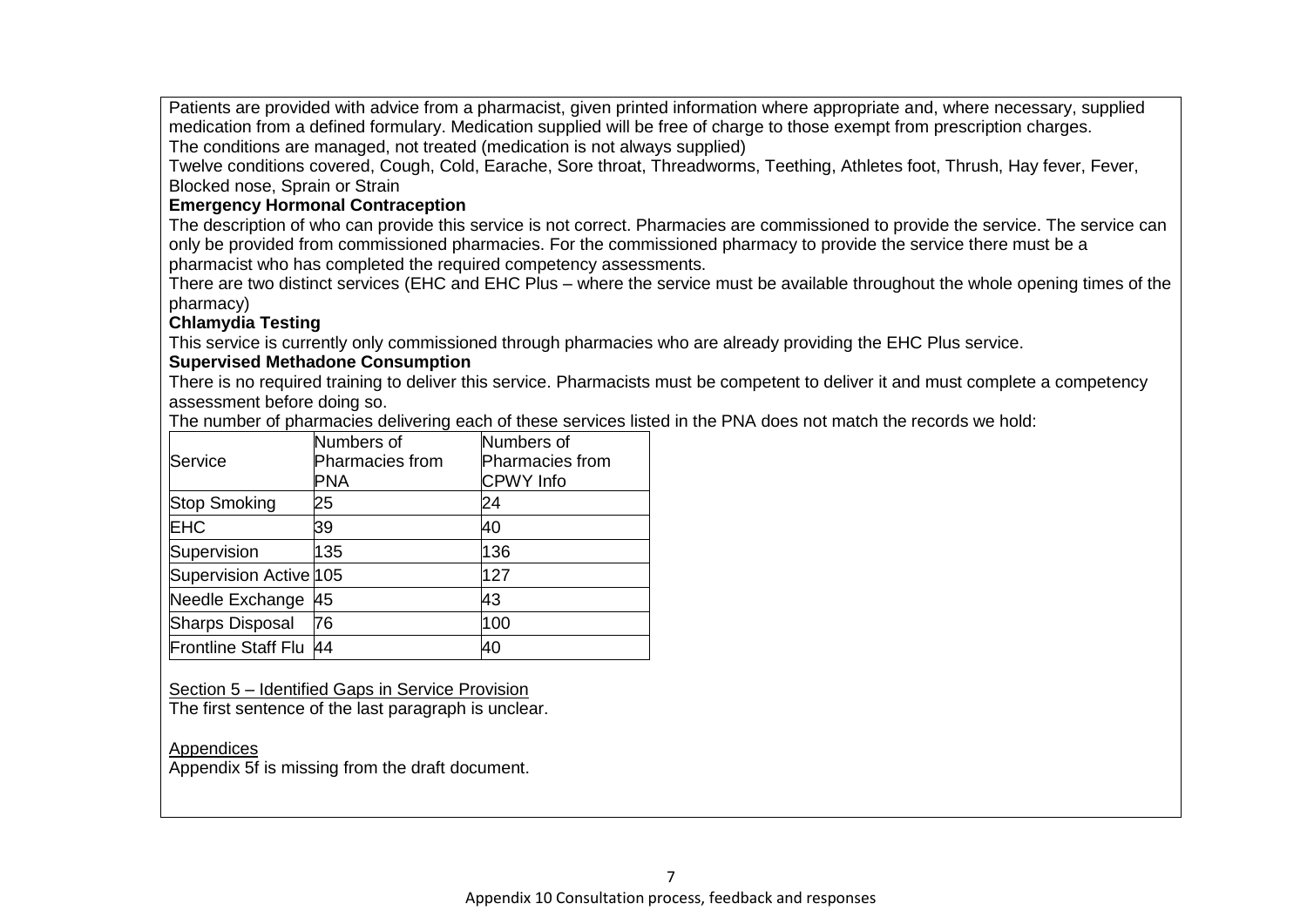Patients are provided with advice from a pharmacist, given printed information where appropriate and, where necessary, supplied medication from a defined formulary. Medication supplied will be free of charge to those exempt from prescription charges.
The conditions are managed, not treated (medication is not always supplied)
Twelve conditions covered, Cough, Cold, Earache, Sore throat, Threadworms, Teething, Athletes foot, Thrush, Hay fever, Fever, Blocked nose, Sprain or Strain

**Emergency Hormonal Contraception**

The description of who can provide this service is not correct. Pharmacies are commissioned to provide the service. The service can only be provided from commissioned pharmacies. For the commissioned pharmacy to provide the service there must be a pharmacist who has completed the required competency assessments.
There are two distinct services (EHC and EHC Plus – where the service must be available throughout the whole opening times of the pharmacy)

**Chlamydia Testing**

This service is currently only commissioned through pharmacies who are already providing the EHC Plus service.

**Supervised Methadone Consumption**

There is no required training to deliver this service. Pharmacists must be competent to deliver it and must complete a competency assessment before doing so.
The number of pharmacies delivering each of these services listed in the PNA does not match the records we hold:

| Service | Numbers of Pharmacies from PNA | Numbers of Pharmacies from CPWY Info |
|---|---|---|
| Stop Smoking | 25 | 24 |
| EHC | 39 | 40 |
| Supervision | 135 | 136 |
| Supervision Active | 105 | 127 |
| Needle Exchange | 45 | 43 |
| Sharps Disposal | 76 | 100 |
| Frontline Staff Flu | 44 | 40 |

<u>Section 5 – Identified Gaps in Service Provision</u>
The first sentence of the last paragraph is unclear.

<u>Appendices</u>
Appendix 5f is missing from the draft document.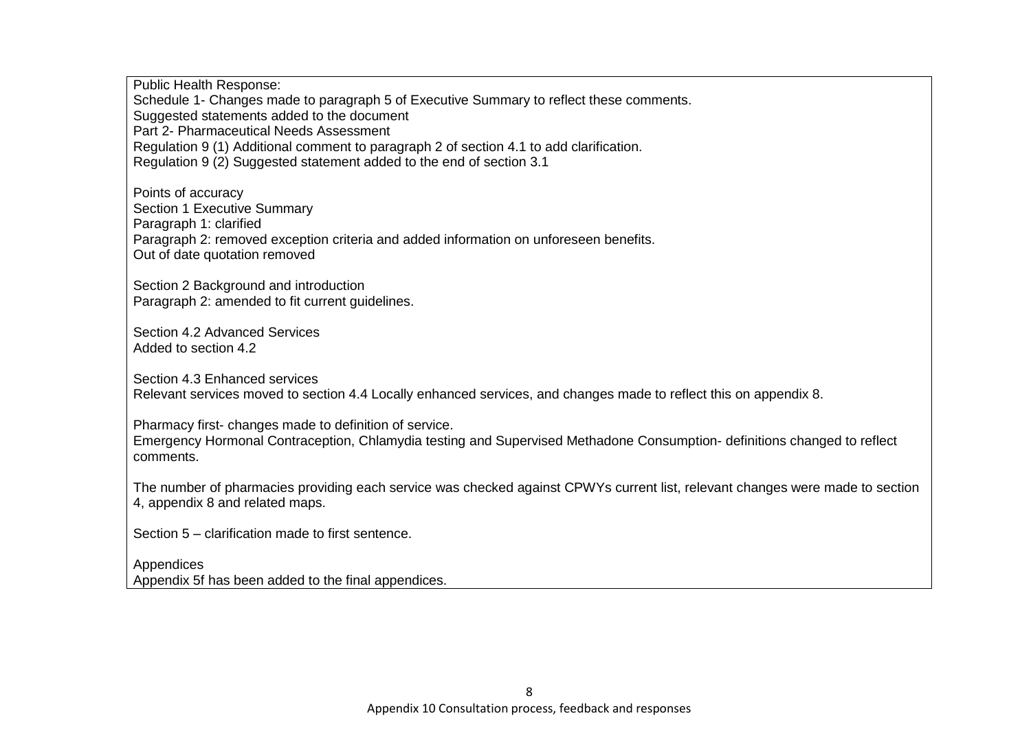Public Health Response:

Schedule 1- Changes made to paragraph 5 of Executive Summary to reflect these comments.

Suggested statements added to the document

Part 2- Pharmaceutical Needs Assessment

Regulation 9 (1) Additional comment to paragraph 2 of section 4.1 to add clarification.

Regulation 9 (2) Suggested statement added to the end of section 3.1

Points of accuracy

Section 1 Executive Summary

Paragraph 1: clarified

Paragraph 2: removed exception criteria and added information on unforeseen benefits.

Out of date quotation removed

Section 2 Background and introduction

Paragraph 2: amended to fit current guidelines.

Section 4.2 Advanced Services

Added to section 4.2

Section 4.3 Enhanced services

Relevant services moved to section 4.4 Locally enhanced services, and changes made to reflect this on appendix 8.

Pharmacy first- changes made to definition of service.

Emergency Hormonal Contraception, Chlamydia testing and Supervised Methadone Consumption- definitions changed to reflect comments.

The number of pharmacies providing each service was checked against CPWYs current list, relevant changes were made to section 4, appendix 8 and related maps.

Section 5 – clarification made to first sentence.

Appendices

Appendix 5f has been added to the final appendices.